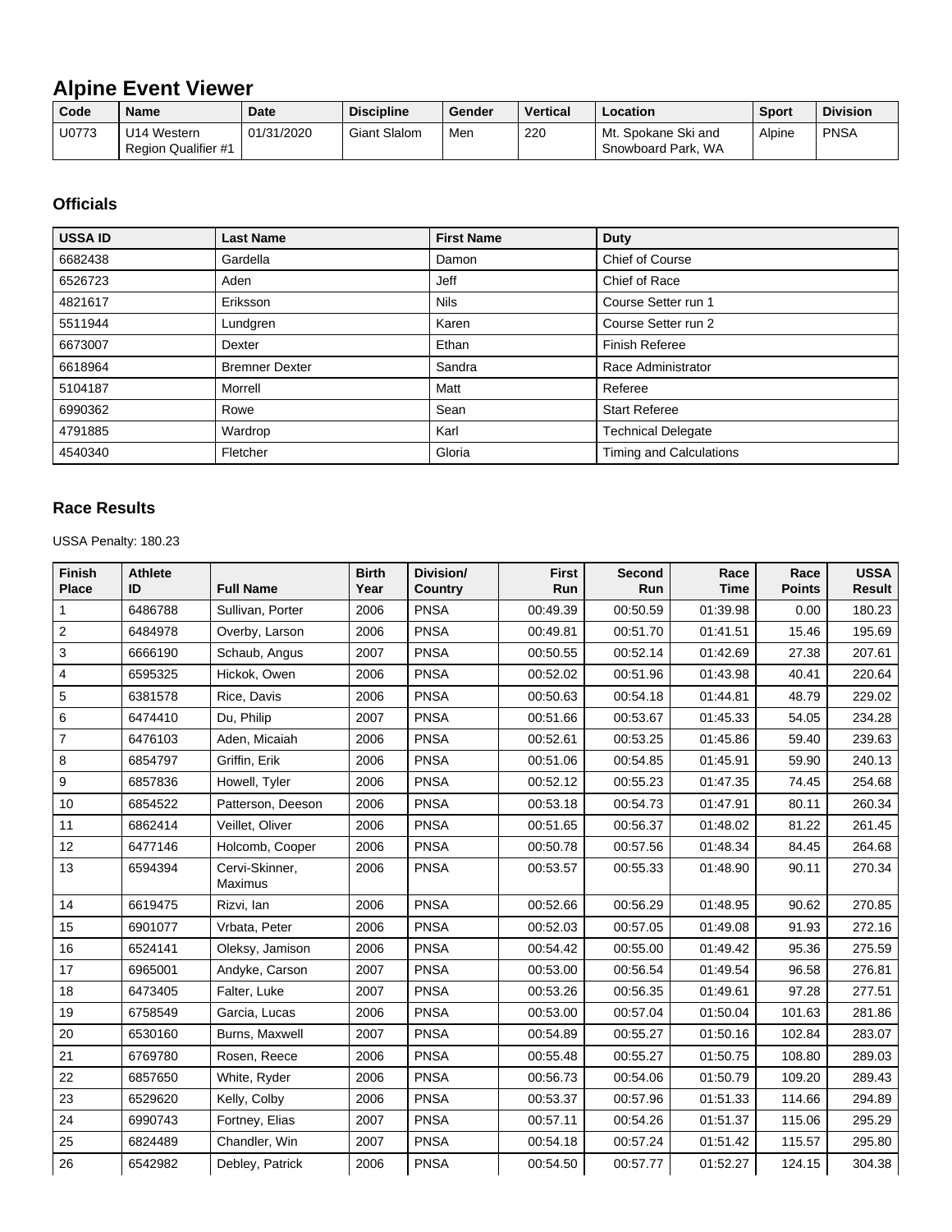# Alpine Event Viewer

| Code | Name | Date | Discipline | Gender | Vertical | Location | Sport | Division |
|---|---|---|---|---|---|---|---|---|
| U0773 | U14 Western Region Qualifier #1 | 01/31/2020 | Giant Slalom | Men | 220 | Mt. Spokane Ski and Snowboard Park, WA | Alpine | PNSA |

## Officials

| USSA ID | Last Name | First Name | Duty |
|---|---|---|---|
| 6682438 | Gardella | Damon | Chief of Course |
| 6526723 | Aden | Jeff | Chief of Race |
| 4821617 | Eriksson | Nils | Course Setter run 1 |
| 5511944 | Lundgren | Karen | Course Setter run 2 |
| 6673007 | Dexter | Ethan | Finish Referee |
| 6618964 | Bremner Dexter | Sandra | Race Administrator |
| 5104187 | Morrell | Matt | Referee |
| 6990362 | Rowe | Sean | Start Referee |
| 4791885 | Wardrop | Karl | Technical Delegate |
| 4540340 | Fletcher | Gloria | Timing and Calculations |

## Race Results

USSA Penalty: 180.23

| Finish Place | Athlete ID | Full Name | Birth Year | Division/ Country | First Run | Second Run | Race Time | Race Points | USSA Result |
|---|---|---|---|---|---|---|---|---|---|
| 1 | 6486788 | Sullivan, Porter | 2006 | PNSA | 00:49.39 | 00:50.59 | 01:39.98 | 0.00 | 180.23 |
| 2 | 6484978 | Overby, Larson | 2006 | PNSA | 00:49.81 | 00:51.70 | 01:41.51 | 15.46 | 195.69 |
| 3 | 6666190 | Schaub, Angus | 2007 | PNSA | 00:50.55 | 00:52.14 | 01:42.69 | 27.38 | 207.61 |
| 4 | 6595325 | Hickok, Owen | 2006 | PNSA | 00:52.02 | 00:51.96 | 01:43.98 | 40.41 | 220.64 |
| 5 | 6381578 | Rice, Davis | 2006 | PNSA | 00:50.63 | 00:54.18 | 01:44.81 | 48.79 | 229.02 |
| 6 | 6474410 | Du, Philip | 2007 | PNSA | 00:51.66 | 00:53.67 | 01:45.33 | 54.05 | 234.28 |
| 7 | 6476103 | Aden, Micaiah | 2006 | PNSA | 00:52.61 | 00:53.25 | 01:45.86 | 59.40 | 239.63 |
| 8 | 6854797 | Griffin, Erik | 2006 | PNSA | 00:51.06 | 00:54.85 | 01:45.91 | 59.90 | 240.13 |
| 9 | 6857836 | Howell, Tyler | 2006 | PNSA | 00:52.12 | 00:55.23 | 01:47.35 | 74.45 | 254.68 |
| 10 | 6854522 | Patterson, Deeson | 2006 | PNSA | 00:53.18 | 00:54.73 | 01:47.91 | 80.11 | 260.34 |
| 11 | 6862414 | Veillet, Oliver | 2006 | PNSA | 00:51.65 | 00:56.37 | 01:48.02 | 81.22 | 261.45 |
| 12 | 6477146 | Holcomb, Cooper | 2006 | PNSA | 00:50.78 | 00:57.56 | 01:48.34 | 84.45 | 264.68 |
| 13 | 6594394 | Cervi-Skinner, Maximus | 2006 | PNSA | 00:53.57 | 00:55.33 | 01:48.90 | 90.11 | 270.34 |
| 14 | 6619475 | Rizvi, Ian | 2006 | PNSA | 00:52.66 | 00:56.29 | 01:48.95 | 90.62 | 270.85 |
| 15 | 6901077 | Vrbata, Peter | 2006 | PNSA | 00:52.03 | 00:57.05 | 01:49.08 | 91.93 | 272.16 |
| 16 | 6524141 | Oleksy, Jamison | 2006 | PNSA | 00:54.42 | 00:55.00 | 01:49.42 | 95.36 | 275.59 |
| 17 | 6965001 | Andyke, Carson | 2007 | PNSA | 00:53.00 | 00:56.54 | 01:49.54 | 96.58 | 276.81 |
| 18 | 6473405 | Falter, Luke | 2007 | PNSA | 00:53.26 | 00:56.35 | 01:49.61 | 97.28 | 277.51 |
| 19 | 6758549 | Garcia, Lucas | 2006 | PNSA | 00:53.00 | 00:57.04 | 01:50.04 | 101.63 | 281.86 |
| 20 | 6530160 | Burns, Maxwell | 2007 | PNSA | 00:54.89 | 00:55.27 | 01:50.16 | 102.84 | 283.07 |
| 21 | 6769780 | Rosen, Reece | 2006 | PNSA | 00:55.48 | 00:55.27 | 01:50.75 | 108.80 | 289.03 |
| 22 | 6857650 | White, Ryder | 2006 | PNSA | 00:56.73 | 00:54.06 | 01:50.79 | 109.20 | 289.43 |
| 23 | 6529620 | Kelly, Colby | 2006 | PNSA | 00:53.37 | 00:57.96 | 01:51.33 | 114.66 | 294.89 |
| 24 | 6990743 | Fortney, Elias | 2007 | PNSA | 00:57.11 | 00:54.26 | 01:51.37 | 115.06 | 295.29 |
| 25 | 6824489 | Chandler, Win | 2007 | PNSA | 00:54.18 | 00:57.24 | 01:51.42 | 115.57 | 295.80 |
| 26 | 6542982 | Debley, Patrick | 2006 | PNSA | 00:54.50 | 00:57.77 | 01:52.27 | 124.15 | 304.38 |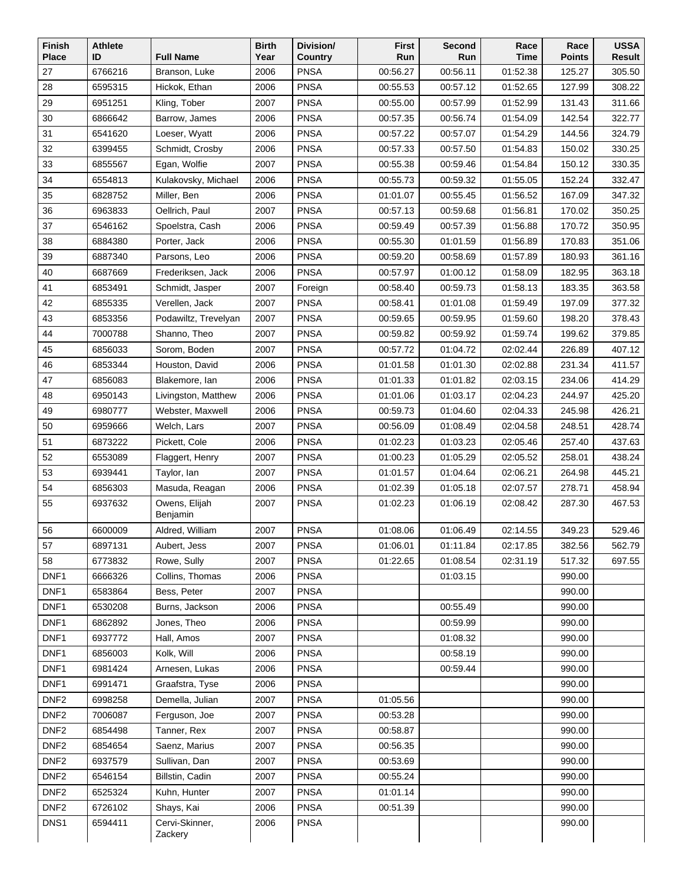| Finish Place | Athlete ID | Full Name | Birth Year | Division/ Country | First Run | Second Run | Race Time | Race Points | USSA Result |
|---|---|---|---|---|---|---|---|---|---|
| 27 | 6766216 | Branson, Luke | 2006 | PNSA | 00:56.27 | 00:56.11 | 01:52.38 | 125.27 | 305.50 |
| 28 | 6595315 | Hickok, Ethan | 2006 | PNSA | 00:55.53 | 00:57.12 | 01:52.65 | 127.99 | 308.22 |
| 29 | 6951251 | Kling, Tober | 2007 | PNSA | 00:55.00 | 00:57.99 | 01:52.99 | 131.43 | 311.66 |
| 30 | 6866642 | Barrow, James | 2006 | PNSA | 00:57.35 | 00:56.74 | 01:54.09 | 142.54 | 322.77 |
| 31 | 6541620 | Loeser, Wyatt | 2006 | PNSA | 00:57.22 | 00:57.07 | 01:54.29 | 144.56 | 324.79 |
| 32 | 6399455 | Schmidt, Crosby | 2006 | PNSA | 00:57.33 | 00:57.50 | 01:54.83 | 150.02 | 330.25 |
| 33 | 6855567 | Egan, Wolfie | 2007 | PNSA | 00:55.38 | 00:59.46 | 01:54.84 | 150.12 | 330.35 |
| 34 | 6554813 | Kulakovsky, Michael | 2006 | PNSA | 00:55.73 | 00:59.32 | 01:55.05 | 152.24 | 332.47 |
| 35 | 6828752 | Miller, Ben | 2006 | PNSA | 01:01.07 | 00:55.45 | 01:56.52 | 167.09 | 347.32 |
| 36 | 6963833 | Oellrich, Paul | 2007 | PNSA | 00:57.13 | 00:59.68 | 01:56.81 | 170.02 | 350.25 |
| 37 | 6546162 | Spoelstra, Cash | 2006 | PNSA | 00:59.49 | 00:57.39 | 01:56.88 | 170.72 | 350.95 |
| 38 | 6884380 | Porter, Jack | 2006 | PNSA | 00:55.30 | 01:01.59 | 01:56.89 | 170.83 | 351.06 |
| 39 | 6887340 | Parsons, Leo | 2006 | PNSA | 00:59.20 | 00:58.69 | 01:57.89 | 180.93 | 361.16 |
| 40 | 6687669 | Frederiksen, Jack | 2006 | PNSA | 00:57.97 | 01:00.12 | 01:58.09 | 182.95 | 363.18 |
| 41 | 6853491 | Schmidt, Jasper | 2007 | Foreign | 00:58.40 | 00:59.73 | 01:58.13 | 183.35 | 363.58 |
| 42 | 6855335 | Verellen, Jack | 2007 | PNSA | 00:58.41 | 01:01.08 | 01:59.49 | 197.09 | 377.32 |
| 43 | 6853356 | Podawiltz, Trevelyan | 2007 | PNSA | 00:59.65 | 00:59.95 | 01:59.60 | 198.20 | 378.43 |
| 44 | 7000788 | Shanno, Theo | 2007 | PNSA | 00:59.82 | 00:59.92 | 01:59.74 | 199.62 | 379.85 |
| 45 | 6856033 | Sorom, Boden | 2007 | PNSA | 00:57.72 | 01:04.72 | 02:02.44 | 226.89 | 407.12 |
| 46 | 6853344 | Houston, David | 2006 | PNSA | 01:01.58 | 01:01.30 | 02:02.88 | 231.34 | 411.57 |
| 47 | 6856083 | Blakemore, Ian | 2006 | PNSA | 01:01.33 | 01:01.82 | 02:03.15 | 234.06 | 414.29 |
| 48 | 6950143 | Livingston, Matthew | 2006 | PNSA | 01:01.06 | 01:03.17 | 02:04.23 | 244.97 | 425.20 |
| 49 | 6980777 | Webster, Maxwell | 2006 | PNSA | 00:59.73 | 01:04.60 | 02:04.33 | 245.98 | 426.21 |
| 50 | 6959666 | Welch, Lars | 2007 | PNSA | 00:56.09 | 01:08.49 | 02:04.58 | 248.51 | 428.74 |
| 51 | 6873222 | Pickett, Cole | 2006 | PNSA | 01:02.23 | 01:03.23 | 02:05.46 | 257.40 | 437.63 |
| 52 | 6553089 | Flaggert, Henry | 2007 | PNSA | 01:00.23 | 01:05.29 | 02:05.52 | 258.01 | 438.24 |
| 53 | 6939441 | Taylor, Ian | 2007 | PNSA | 01:01.57 | 01:04.64 | 02:06.21 | 264.98 | 445.21 |
| 54 | 6856303 | Masuda, Reagan | 2006 | PNSA | 01:02.39 | 01:05.18 | 02:07.57 | 278.71 | 458.94 |
| 55 | 6937632 | Owens, Elijah Benjamin | 2007 | PNSA | 01:02.23 | 01:06.19 | 02:08.42 | 287.30 | 467.53 |
| 56 | 6600009 | Aldred, William | 2007 | PNSA | 01:08.06 | 01:06.49 | 02:14.55 | 349.23 | 529.46 |
| 57 | 6897131 | Aubert, Jess | 2007 | PNSA | 01:06.01 | 01:11.84 | 02:17.85 | 382.56 | 562.79 |
| 58 | 6773832 | Rowe, Sully | 2007 | PNSA | 01:22.65 | 01:08.54 | 02:31.19 | 517.32 | 697.55 |
| DNF1 | 6666326 | Collins, Thomas | 2006 | PNSA | | 01:03.15 | | 990.00 | |
| DNF1 | 6583864 | Bess, Peter | 2007 | PNSA | | | | 990.00 | |
| DNF1 | 6530208 | Burns, Jackson | 2006 | PNSA | | 00:55.49 | | 990.00 | |
| DNF1 | 6862892 | Jones, Theo | 2006 | PNSA | | 00:59.99 | | 990.00 | |
| DNF1 | 6937772 | Hall, Amos | 2007 | PNSA | | 01:08.32 | | 990.00 | |
| DNF1 | 6856003 | Kolk, Will | 2006 | PNSA | | 00:58.19 | | 990.00 | |
| DNF1 | 6981424 | Arnesen, Lukas | 2006 | PNSA | | 00:59.44 | | 990.00 | |
| DNF1 | 6991471 | Graafstra, Tyse | 2006 | PNSA | | | | 990.00 | |
| DNF2 | 6998258 | Demella, Julian | 2007 | PNSA | 01:05.56 | | | 990.00 | |
| DNF2 | 7006087 | Ferguson, Joe | 2007 | PNSA | 00:53.28 | | | 990.00 | |
| DNF2 | 6854498 | Tanner, Rex | 2007 | PNSA | 00:58.87 | | | 990.00 | |
| DNF2 | 6854654 | Saenz, Marius | 2007 | PNSA | 00:56.35 | | | 990.00 | |
| DNF2 | 6937579 | Sullivan, Dan | 2007 | PNSA | 00:53.69 | | | 990.00 | |
| DNF2 | 6546154 | Billstin, Cadin | 2007 | PNSA | 00:55.24 | | | 990.00 | |
| DNF2 | 6525324 | Kuhn, Hunter | 2007 | PNSA | 01:01.14 | | | 990.00 | |
| DNF2 | 6726102 | Shays, Kai | 2006 | PNSA | 00:51.39 | | | 990.00 | |
| DNS1 | 6594411 | Cervi-Skinner, Zackery | 2006 | PNSA | | | | 990.00 | |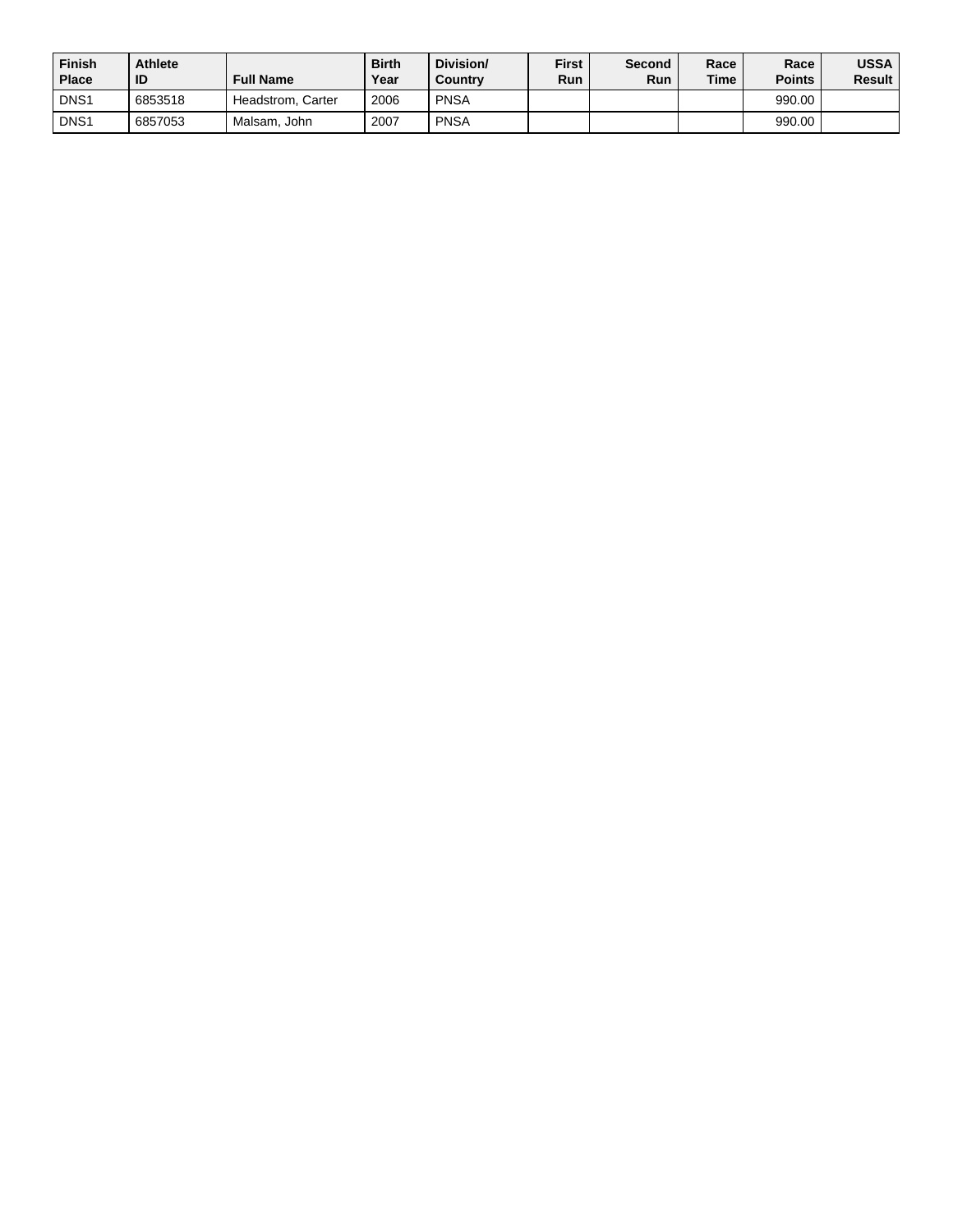| Finish Place | Athlete ID | Full Name | Birth Year | Division/ Country | First Run | Second Run | Race Time | Race Points | USSA Result |
|---|---|---|---|---|---|---|---|---|---|
| DNS1 | 6853518 | Headstrom, Carter | 2006 | PNSA | | | | 990.00 | |
| DNS1 | 6857053 | Malsam, John | 2007 | PNSA | | | | 990.00 | |